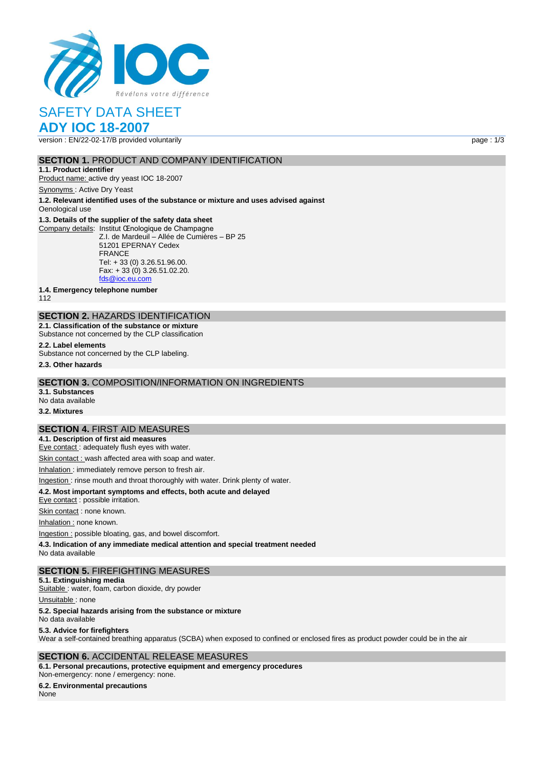# SAFETY DATA SHEET

# ADY IOC 18-2007

version : EN/22-02-17/B provided voluntarily

## SECTION 1. PRODUCT AND COMPANY IDENTIFICATION

**1.1. Product identifier**

Product name: active dry yeast IOC 18-2007

Synonyms : Active Dry Yeast

**1.2. Relevant identified uses of the substance or mixture and uses advised against**

Oenological use

**1.3. Details of the supplier of the safety data sheet**

Company details: Institut Œnologique de Champagne
Z.I. de Mardeuil – Allée de Cumières – BP 25
51201 EPERNAY Cedex
FRANCE
Tel: + 33 (0) 3.26.51.96.00.
Fax: + 33 (0) 3.26.51.02.20.
fds@ioc.eu.com

**1.4. Emergency telephone number**

112

## SECTION 2. HAZARDS IDENTIFICATION

**2.1. Classification of the substance or mixture**

Substance not concerned by the CLP classification

**2.2. Label elements**

Substance not concerned by the CLP labeling.

**2.3. Other hazards**

## SECTION 3. COMPOSITION/INFORMATION ON INGREDIENTS

**3.1. Substances**

No data available

**3.2. Mixtures**

## SECTION 4. FIRST AID MEASURES

**4.1. Description of first aid measures**

Eye contact : adequately flush eyes with water.

Skin contact : wash affected area with soap and water.

Inhalation : immediately remove person to fresh air.

Ingestion : rinse mouth and throat thoroughly with water. Drink plenty of water.

**4.2. Most important symptoms and effects, both acute and delayed**

Eye contact : possible irritation.

Skin contact : none known.

Inhalation : none known.

Ingestion : possible bloating, gas, and bowel discomfort.

**4.3. Indication of any immediate medical attention and special treatment needed**

No data available

## SECTION 5. FIREFIGHTING MEASURES

**5.1. Extinguishing media**

Suitable : water, foam, carbon dioxide, dry powder

Unsuitable : none

**5.2. Special hazards arising from the substance or mixture**

No data available

**5.3. Advice for firefighters**

Wear a self-contained breathing apparatus (SCBA) when exposed to confined or enclosed fires as product powder could be in the air

## SECTION 6. ACCIDENTAL RELEASE MEASURES

**6.1. Personal precautions, protective equipment and emergency procedures**

Non-emergency: none / emergency: none.

**6.2. Environmental precautions**

None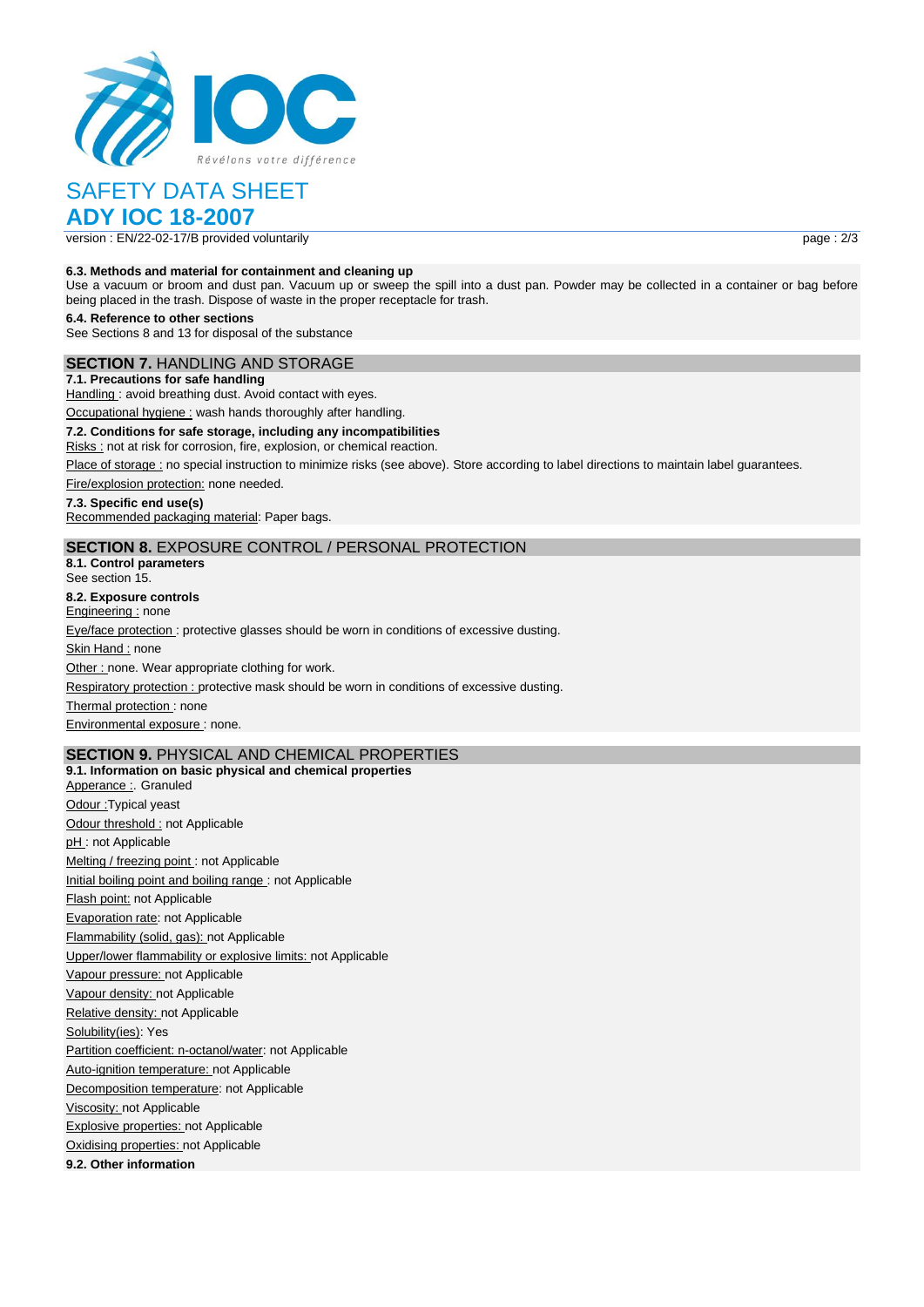### 6.3. Methods and material for containment and cleaning up

Use a vacuum or broom and dust pan. Vacuum up or sweep the spill into a dust pan. Powder may be collected in a container or bag before being placed in the trash. Dispose of waste in the proper receptacle for trash.

### 6.4. Reference to other sections

See Sections 8 and 13 for disposal of the substance

## SECTION 7. HANDLING AND STORAGE

### 7.1. Precautions for safe handling

Handling : avoid breathing dust. Avoid contact with eyes.

Occupational hygiene : wash hands thoroughly after handling.

### 7.2. Conditions for safe storage, including any incompatibilities

Risks : not at risk for corrosion, fire, explosion, or chemical reaction.

Place of storage : no special instruction to minimize risks (see above). Store according to label directions to maintain label guarantees.

Fire/explosion protection: none needed.

### 7.3. Specific end use(s)

Recommended packaging material: Paper bags.

## SECTION 8. EXPOSURE CONTROL / PERSONAL PROTECTION

### 8.1. Control parameters

See section 15.

### 8.2. Exposure controls

Engineering : none

Eye/face protection : protective glasses should be worn in conditions of excessive dusting.

Skin Hand : none

Other : none. Wear appropriate clothing for work.

Respiratory protection : protective mask should be worn in conditions of excessive dusting.

Thermal protection : none

Environmental exposure : none.

## SECTION 9. PHYSICAL AND CHEMICAL PROPERTIES

### 9.1. Information on basic physical and chemical properties

Apperance :. Granuled

Odour :Typical yeast

Odour threshold : not Applicable

pH : not Applicable

Melting / freezing point : not Applicable

Initial boiling point and boiling range : not Applicable

Flash point: not Applicable

Evaporation rate: not Applicable

Flammability (solid, gas): not Applicable

Upper/lower flammability or explosive limits: not Applicable

Vapour pressure: not Applicable

Vapour density: not Applicable

Relative density: not Applicable

Solubility(ies): Yes

Partition coefficient: n-octanol/water: not Applicable

Auto-ignition temperature: not Applicable

Decomposition temperature: not Applicable

Viscosity: not Applicable

Explosive properties: not Applicable

Oxidising properties: not Applicable

### 9.2. Other information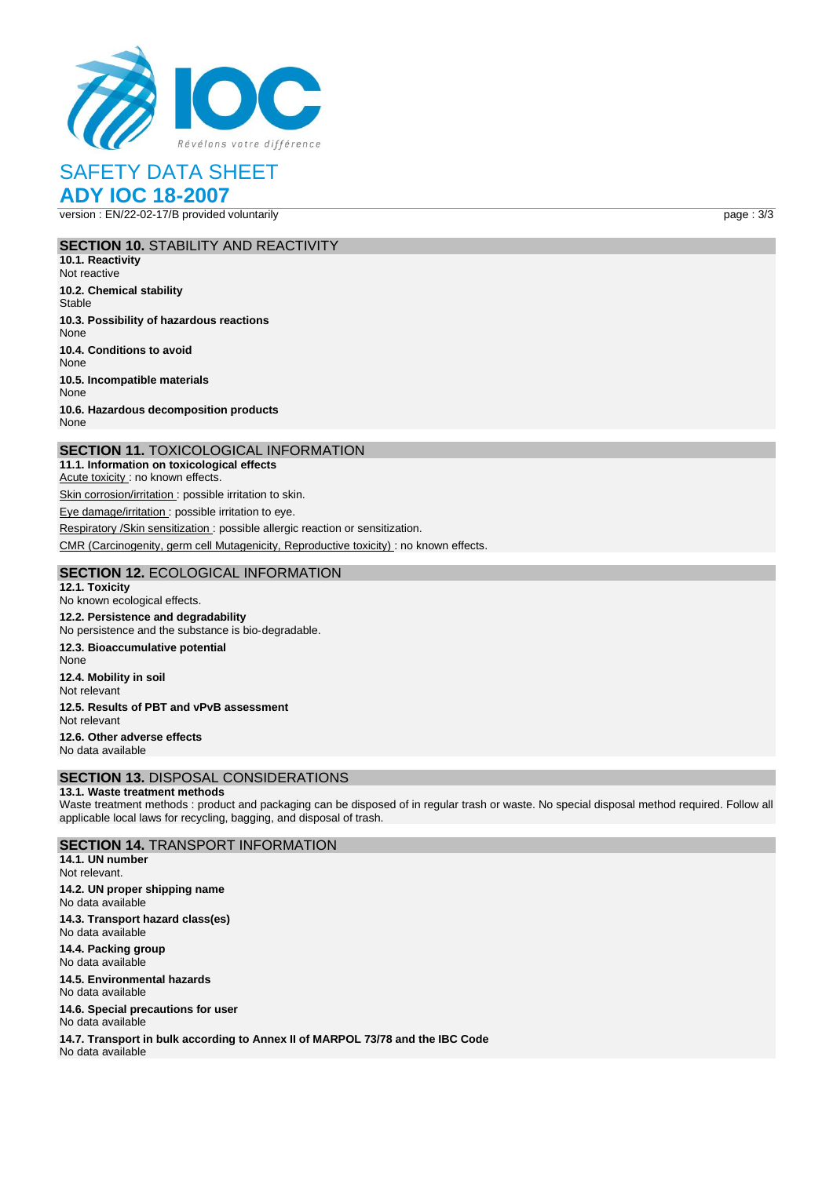## SECTION 10. STABILITY AND REACTIVITY

**10.1. Reactivity**
Not reactive

**10.2. Chemical stability**
Stable

**10.3. Possibility of hazardous reactions**
None

**10.4. Conditions to avoid**
None

**10.5. Incompatible materials**
None

**10.6. Hazardous decomposition products**
None

## SECTION 11. TOXICOLOGICAL INFORMATION

**11.1. Information on toxicological effects**

Acute toxicity : no known effects.

Skin corrosion/irritation : possible irritation to skin.

Eye damage/irritation : possible irritation to eye.

Respiratory /Skin sensitization : possible allergic reaction or sensitization.

CMR (Carcinogenity, germ cell Mutagenicity, Reproductive toxicity) : no known effects.

## SECTION 12. ECOLOGICAL INFORMATION

**12.1. Toxicity**
No known ecological effects.

**12.2. Persistence and degradability**
No persistence and the substance is bio-degradable.

**12.3. Bioaccumulative potential**
None

**12.4. Mobility in soil**
Not relevant

**12.5. Results of PBT and vPvB assessment**
Not relevant

**12.6. Other adverse effects**
No data available

## SECTION 13. DISPOSAL CONSIDERATIONS

**13.1. Waste treatment methods**
Waste treatment methods : product and packaging can be disposed of in regular trash or waste. No special disposal method required. Follow all applicable local laws for recycling, bagging, and disposal of trash.

## SECTION 14. TRANSPORT INFORMATION

**14.1. UN number**
Not relevant.

**14.2. UN proper shipping name**
No data available

**14.3. Transport hazard class(es)**
No data available

**14.4. Packing group**
No data available

**14.5. Environmental hazards**
No data available

**14.6. Special precautions for user**
No data available

**14.7. Transport in bulk according to Annex II of MARPOL 73/78 and the IBC Code**
No data available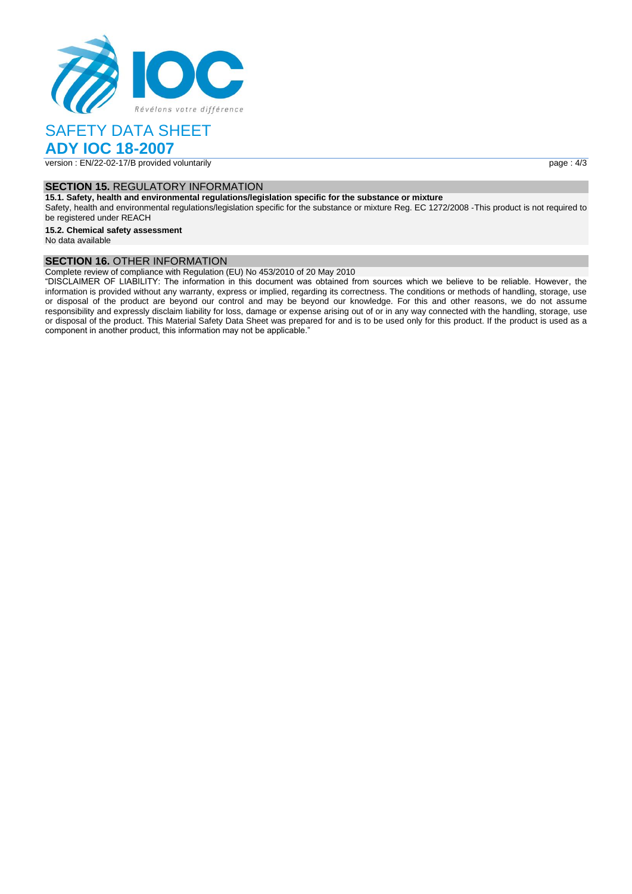## SECTION 15. REGULATORY INFORMATION

**15.1. Safety, health and environmental regulations/legislation specific for the substance or mixture**

Safety, health and environmental regulations/legislation specific for the substance or mixture Reg. EC 1272/2008 -This product is not required to be registered under REACH

**15.2. Chemical safety assessment**

No data available

## SECTION 16. OTHER INFORMATION

Complete review of compliance with Regulation (EU) No 453/2010 of 20 May 2010

"DISCLAIMER OF LIABILITY: The information in this document was obtained from sources which we believe to be reliable. However, the information is provided without any warranty, express or implied, regarding its correctness. The conditions or methods of handling, storage, use or disposal of the product are beyond our control and may be beyond our knowledge. For this and other reasons, we do not assume responsibility and expressly disclaim liability for loss, damage or expense arising out of or in any way connected with the handling, storage, use or disposal of the product. This Material Safety Data Sheet was prepared for and is to be used only for this product. If the product is used as a component in another product, this information may not be applicable."